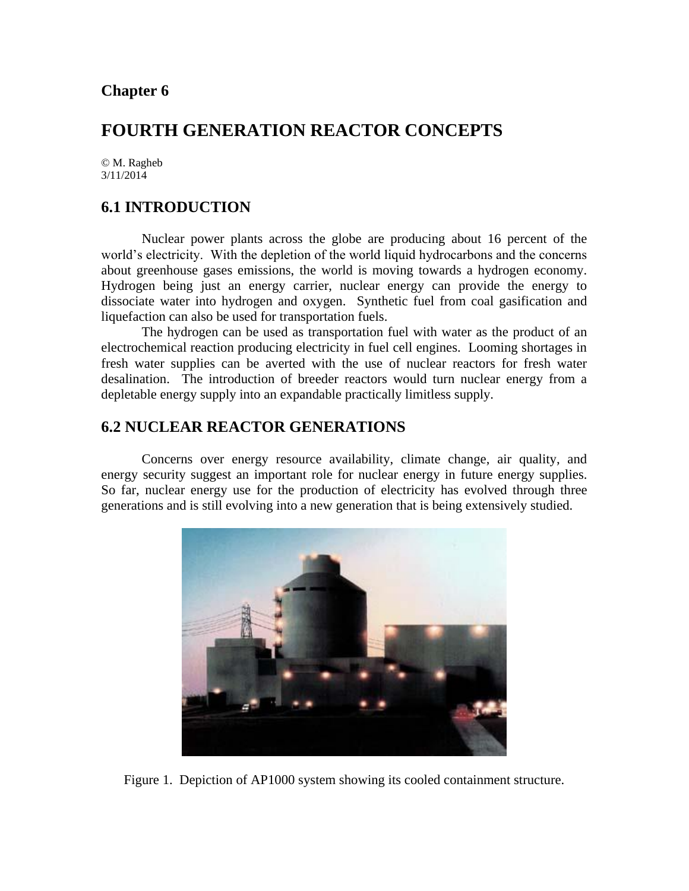**Chapter 6**

# FOURTH GENERATION REACTOR CONCEPTS

© M. Ragheb
3/11/2014

## 6.1 INTRODUCTION

Nuclear power plants across the globe are producing about 16 percent of the world's electricity. With the depletion of the world liquid hydrocarbons and the concerns about greenhouse gases emissions, the world is moving towards a hydrogen economy. Hydrogen being just an energy carrier, nuclear energy can provide the energy to dissociate water into hydrogen and oxygen. Synthetic fuel from coal gasification and liquefaction can also be used for transportation fuels.

The hydrogen can be used as transportation fuel with water as the product of an electrochemical reaction producing electricity in fuel cell engines. Looming shortages in fresh water supplies can be averted with the use of nuclear reactors for fresh water desalination. The introduction of breeder reactors would turn nuclear energy from a depletable energy supply into an expandable practically limitless supply.

## 6.2 NUCLEAR REACTOR GENERATIONS

Concerns over energy resource availability, climate change, air quality, and energy security suggest an important role for nuclear energy in future energy supplies. So far, nuclear energy use for the production of electricity has evolved through three generations and is still evolving into a new generation that is being extensively studied.

Figure 1. Depiction of AP1000 system showing its cooled containment structure.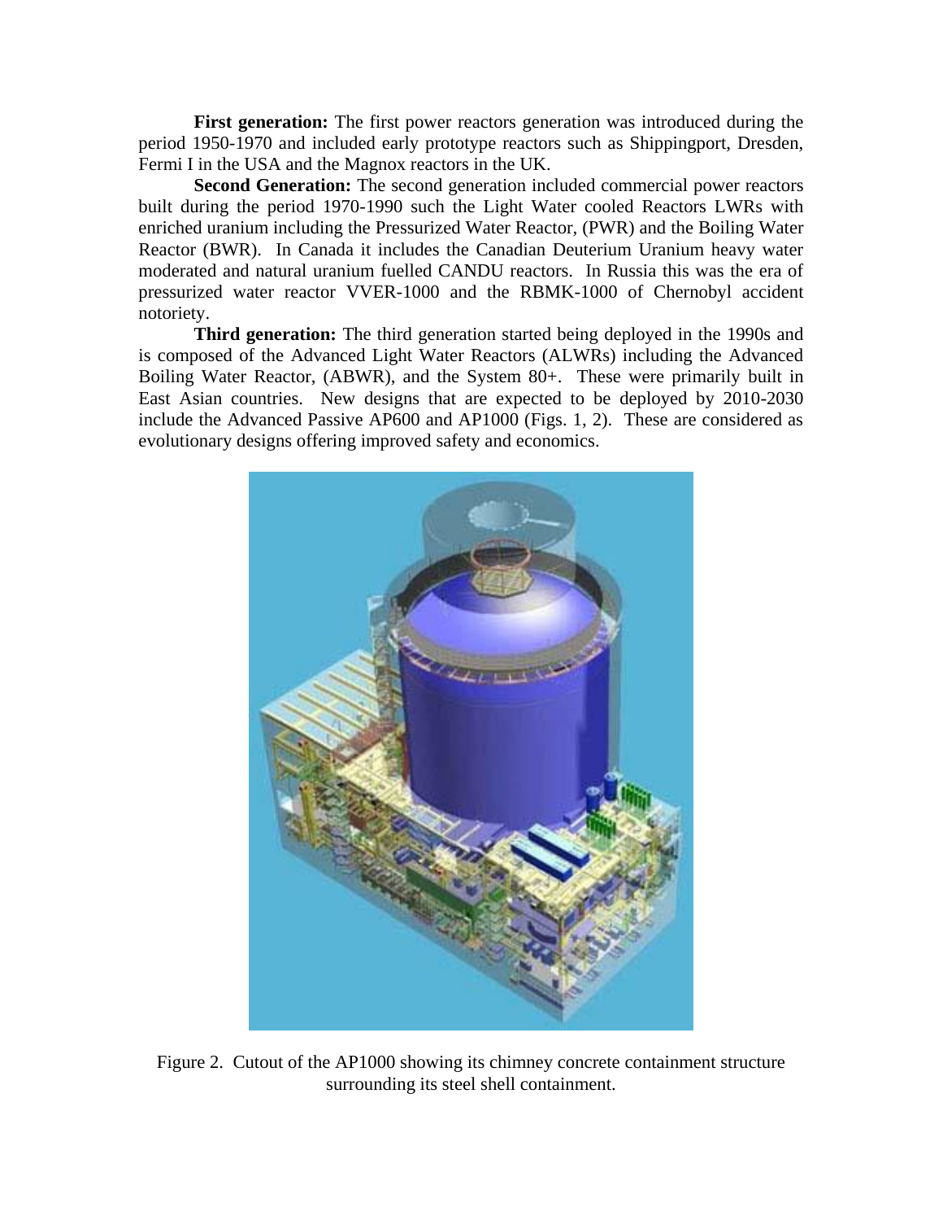**First generation:** The first power reactors generation was introduced during the period 1950-1970 and included early prototype reactors such as Shippingport, Dresden, Fermi I in the USA and the Magnox reactors in the UK.

**Second Generation:** The second generation included commercial power reactors built during the period 1970-1990 such the Light Water cooled Reactors LWRs with enriched uranium including the Pressurized Water Reactor, (PWR) and the Boiling Water Reactor (BWR). In Canada it includes the Canadian Deuterium Uranium heavy water moderated and natural uranium fuelled CANDU reactors. In Russia this was the era of pressurized water reactor VVER-1000 and the RBMK-1000 of Chernobyl accident notoriety.

**Third generation:** The third generation started being deployed in the 1990s and is composed of the Advanced Light Water Reactors (ALWRs) including the Advanced Boiling Water Reactor, (ABWR), and the System 80+. These were primarily built in East Asian countries. New designs that are expected to be deployed by 2010-2030 include the Advanced Passive AP600 and AP1000 (Figs. 1, 2). These are considered as evolutionary designs offering improved safety and economics.

Figure 2. Cutout of the AP1000 showing its chimney concrete containment structure surrounding its steel shell containment.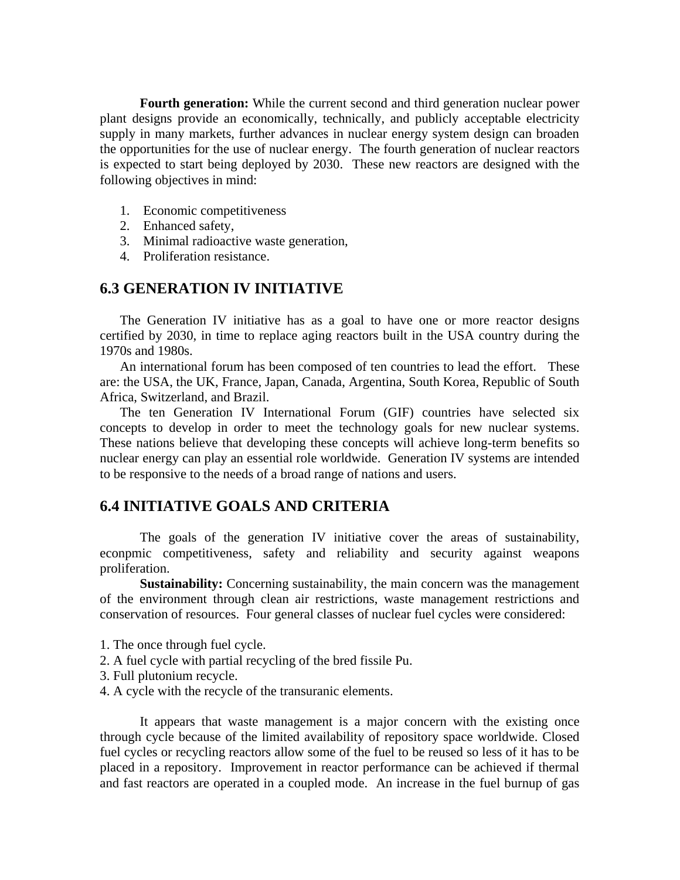**Fourth generation:** While the current second and third generation nuclear power plant designs provide an economically, technically, and publicly acceptable electricity supply in many markets, further advances in nuclear energy system design can broaden the opportunities for the use of nuclear energy. The fourth generation of nuclear reactors is expected to start being deployed by 2030. These new reactors are designed with the following objectives in mind:

1. Economic competitiveness
2. Enhanced safety,
3. Minimal radioactive waste generation,
4. Proliferation resistance.

## 6.3 GENERATION IV INITIATIVE

The Generation IV initiative has as a goal to have one or more reactor designs certified by 2030, in time to replace aging reactors built in the USA country during the 1970s and 1980s.

An international forum has been composed of ten countries to lead the effort. These are: the USA, the UK, France, Japan, Canada, Argentina, South Korea, Republic of South Africa, Switzerland, and Brazil.

The ten Generation IV International Forum (GIF) countries have selected six concepts to develop in order to meet the technology goals for new nuclear systems. These nations believe that developing these concepts will achieve long-term benefits so nuclear energy can play an essential role worldwide. Generation IV systems are intended to be responsive to the needs of a broad range of nations and users.

## 6.4 INITIATIVE GOALS AND CRITERIA

The goals of the generation IV initiative cover the areas of sustainability, econpmic competitiveness, safety and reliability and security against weapons proliferation.

**Sustainability:** Concerning sustainability, the main concern was the management of the environment through clean air restrictions, waste management restrictions and conservation of resources. Four general classes of nuclear fuel cycles were considered:

1. The once through fuel cycle.
2. A fuel cycle with partial recycling of the bred fissile Pu.
3. Full plutonium recycle.
4. A cycle with the recycle of the transuranic elements.

It appears that waste management is a major concern with the existing once through cycle because of the limited availability of repository space worldwide. Closed fuel cycles or recycling reactors allow some of the fuel to be reused so less of it has to be placed in a repository. Improvement in reactor performance can be achieved if thermal and fast reactors are operated in a coupled mode. An increase in the fuel burnup of gas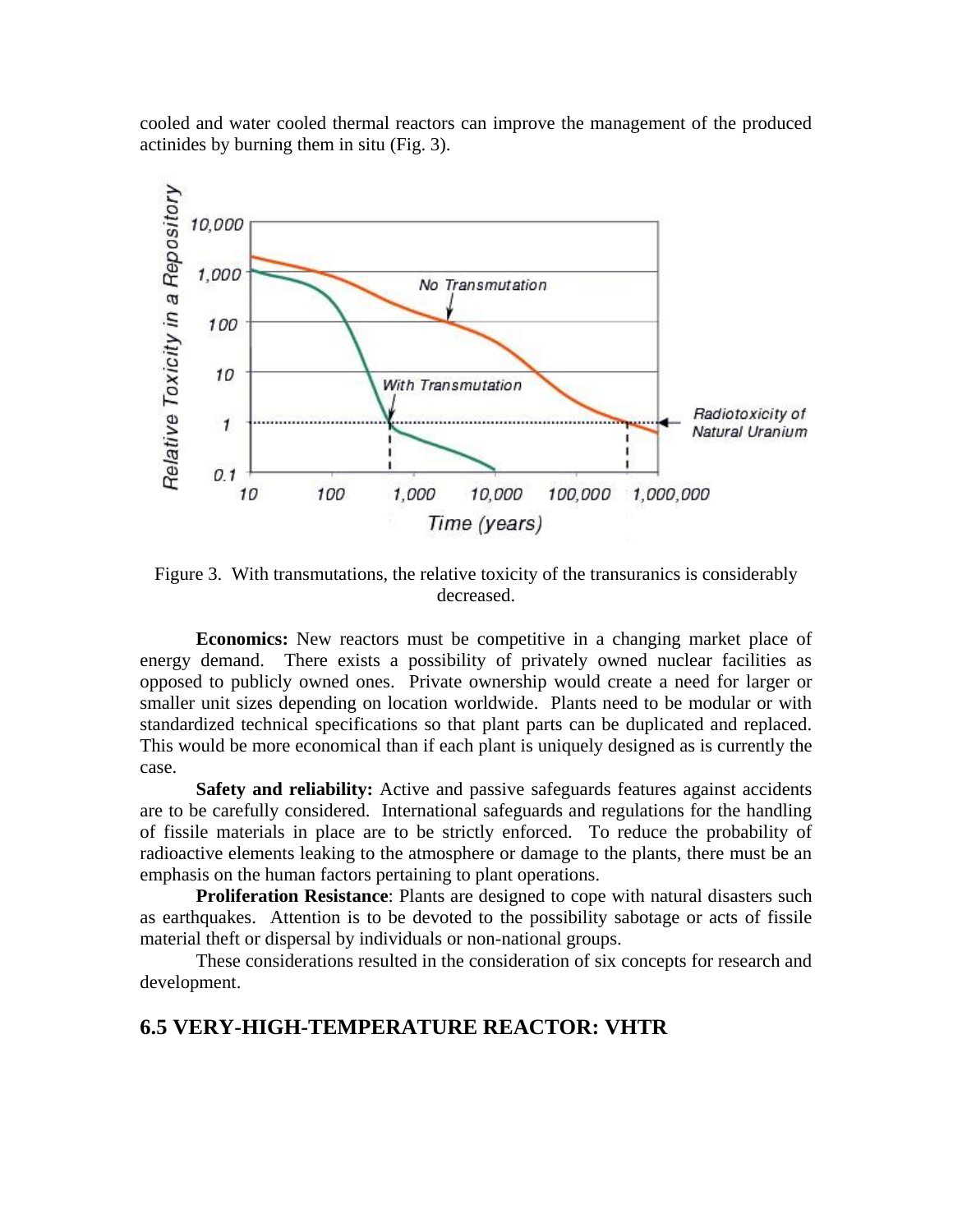cooled and water cooled thermal reactors can improve the management of the produced actinides by burning them in situ (Fig. 3).

Figure 3. With transmutations, the relative toxicity of the transuranics is considerably decreased.

**Economics:** New reactors must be competitive in a changing market place of energy demand. There exists a possibility of privately owned nuclear facilities as opposed to publicly owned ones. Private ownership would create a need for larger or smaller unit sizes depending on location worldwide. Plants need to be modular or with standardized technical specifications so that plant parts can be duplicated and replaced. This would be more economical than if each plant is uniquely designed as is currently the case.

**Safety and reliability:** Active and passive safeguards features against accidents are to be carefully considered. International safeguards and regulations for the handling of fissile materials in place are to be strictly enforced. To reduce the probability of radioactive elements leaking to the atmosphere or damage to the plants, there must be an emphasis on the human factors pertaining to plant operations.

**Proliferation Resistance**: Plants are designed to cope with natural disasters such as earthquakes. Attention is to be devoted to the possibility sabotage or acts of fissile material theft or dispersal by individuals or non-national groups.

These considerations resulted in the consideration of six concepts for research and development.

## 6.5 VERY-HIGH-TEMPERATURE REACTOR: VHTR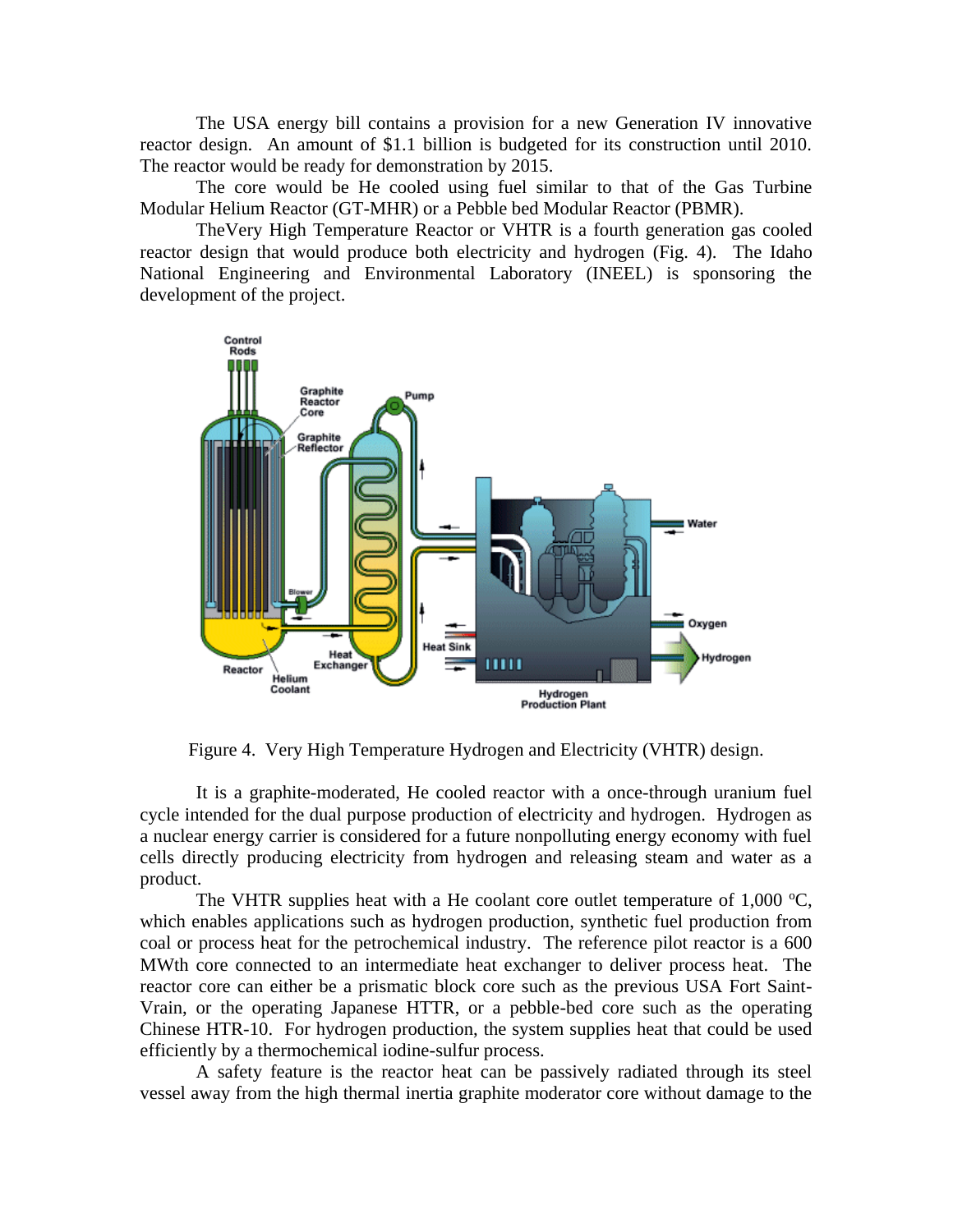The USA energy bill contains a provision for a new Generation IV innovative reactor design. An amount of $1.1 billion is budgeted for its construction until 2010. The reactor would be ready for demonstration by 2015.

The core would be He cooled using fuel similar to that of the Gas Turbine Modular Helium Reactor (GT-MHR) or a Pebble bed Modular Reactor (PBMR).

TheVery High Temperature Reactor or VHTR is a fourth generation gas cooled reactor design that would produce both electricity and hydrogen (Fig. 4). The Idaho National Engineering and Environmental Laboratory (INEEL) is sponsoring the development of the project.

Figure 4. Very High Temperature Hydrogen and Electricity (VHTR) design.

It is a graphite-moderated, He cooled reactor with a once-through uranium fuel cycle intended for the dual purpose production of electricity and hydrogen. Hydrogen as a nuclear energy carrier is considered for a future nonpolluting energy economy with fuel cells directly producing electricity from hydrogen and releasing steam and water as a product.

The VHTR supplies heat with a He coolant core outlet temperature of 1,000 $^{o}$C, which enables applications such as hydrogen production, synthetic fuel production from coal or process heat for the petrochemical industry. The reference pilot reactor is a 600 MWth core connected to an intermediate heat exchanger to deliver process heat. The reactor core can either be a prismatic block core such as the previous USA Fort Saint-Vrain, or the operating Japanese HTTR, or a pebble-bed core such as the operating Chinese HTR-10. For hydrogen production, the system supplies heat that could be used efficiently by a thermochemical iodine-sulfur process.

A safety feature is the reactor heat can be passively radiated through its steel vessel away from the high thermal inertia graphite moderator core without damage to the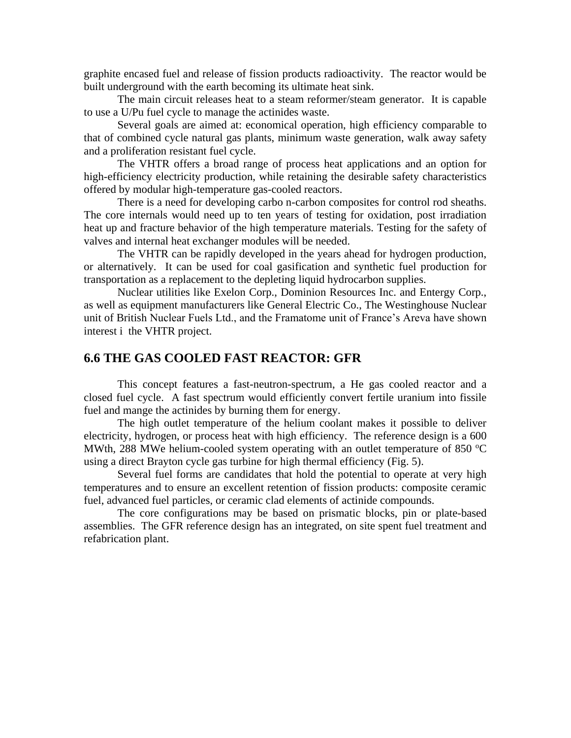graphite encased fuel and release of fission products radioactivity. The reactor would be built underground with the earth becoming its ultimate heat sink.

The main circuit releases heat to a steam reformer/steam generator. It is capable to use a U/Pu fuel cycle to manage the actinides waste.

Several goals are aimed at: economical operation, high efficiency comparable to that of combined cycle natural gas plants, minimum waste generation, walk away safety and a proliferation resistant fuel cycle.

The VHTR offers a broad range of process heat applications and an option for high-efficiency electricity production, while retaining the desirable safety characteristics offered by modular high-temperature gas-cooled reactors.

There is a need for developing carbo n-carbon composites for control rod sheaths. The core internals would need up to ten years of testing for oxidation, post irradiation heat up and fracture behavior of the high temperature materials. Testing for the safety of valves and internal heat exchanger modules will be needed.

The VHTR can be rapidly developed in the years ahead for hydrogen production, or alternatively. It can be used for coal gasification and synthetic fuel production for transportation as a replacement to the depleting liquid hydrocarbon supplies.

Nuclear utilities like Exelon Corp., Dominion Resources Inc. and Entergy Corp., as well as equipment manufacturers like General Electric Co., The Westinghouse Nuclear unit of British Nuclear Fuels Ltd., and the Framatome unit of France's Areva have shown interest i the VHTR project.

## 6.6 THE GAS COOLED FAST REACTOR: GFR

This concept features a fast-neutron-spectrum, a He gas cooled reactor and a closed fuel cycle. A fast spectrum would efficiently convert fertile uranium into fissile fuel and mange the actinides by burning them for energy.

The high outlet temperature of the helium coolant makes it possible to deliver electricity, hydrogen, or process heat with high efficiency. The reference design is a 600 MWth, 288 MWe helium-cooled system operating with an outlet temperature of 850 $^{o}$C using a direct Brayton cycle gas turbine for high thermal efficiency (Fig. 5).

Several fuel forms are candidates that hold the potential to operate at very high temperatures and to ensure an excellent retention of fission products: composite ceramic fuel, advanced fuel particles, or ceramic clad elements of actinide compounds.

The core configurations may be based on prismatic blocks, pin or plate-based assemblies. The GFR reference design has an integrated, on site spent fuel treatment and refabrication plant.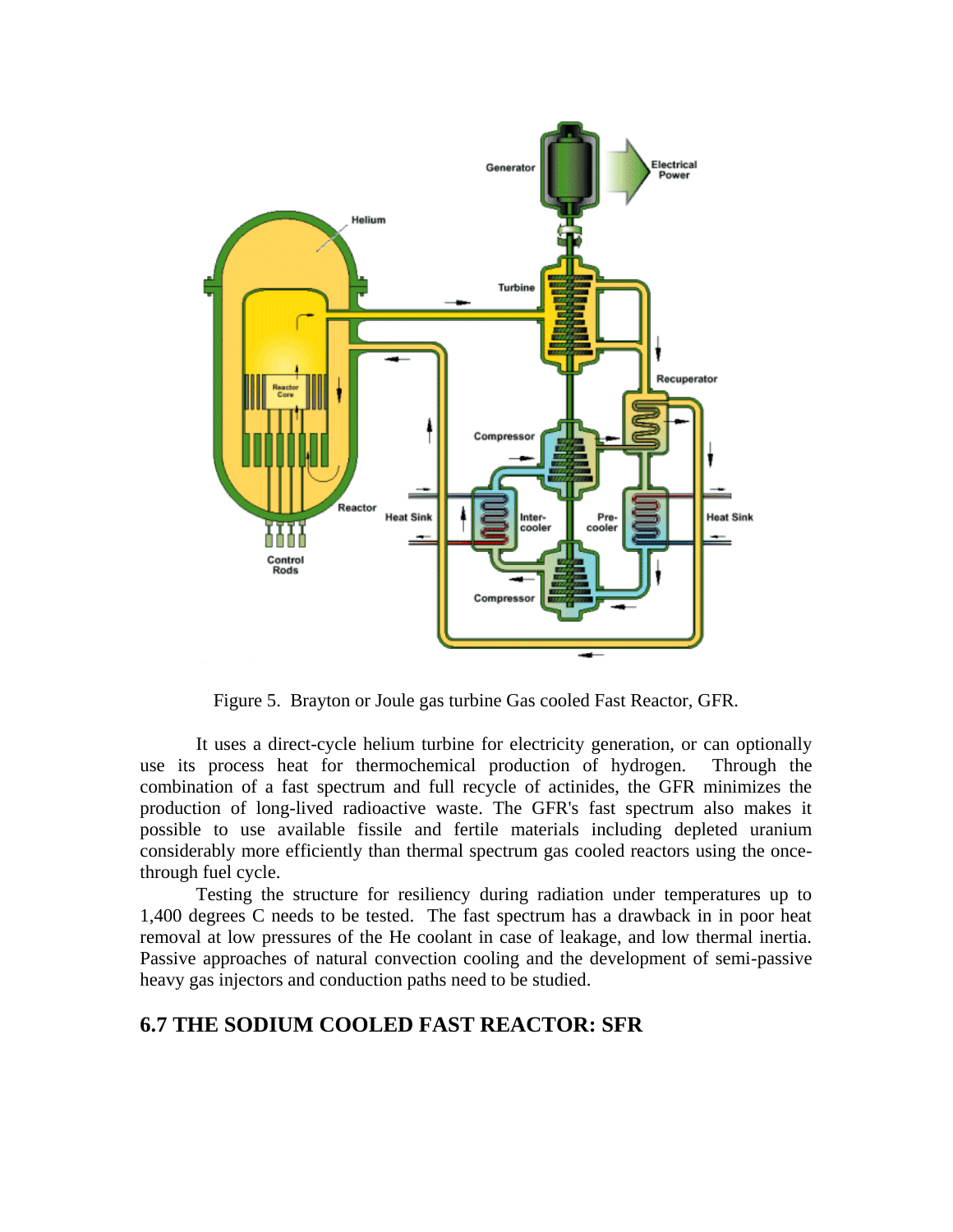Figure 5. Brayton or Joule gas turbine Gas cooled Fast Reactor, GFR.

It uses a direct-cycle helium turbine for electricity generation, or can optionally use its process heat for thermochemical production of hydrogen. Through the combination of a fast spectrum and full recycle of actinides, the GFR minimizes the production of long-lived radioactive waste. The GFR's fast spectrum also makes it possible to use available fissile and fertile materials including depleted uranium considerably more efficiently than thermal spectrum gas cooled reactors using the once-through fuel cycle.

Testing the structure for resiliency during radiation under temperatures up to 1,400 degrees C needs to be tested. The fast spectrum has a drawback in in poor heat removal at low pressures of the He coolant in case of leakage, and low thermal inertia. Passive approaches of natural convection cooling and the development of semi-passive heavy gas injectors and conduction paths need to be studied.

## 6.7 THE SODIUM COOLED FAST REACTOR: SFR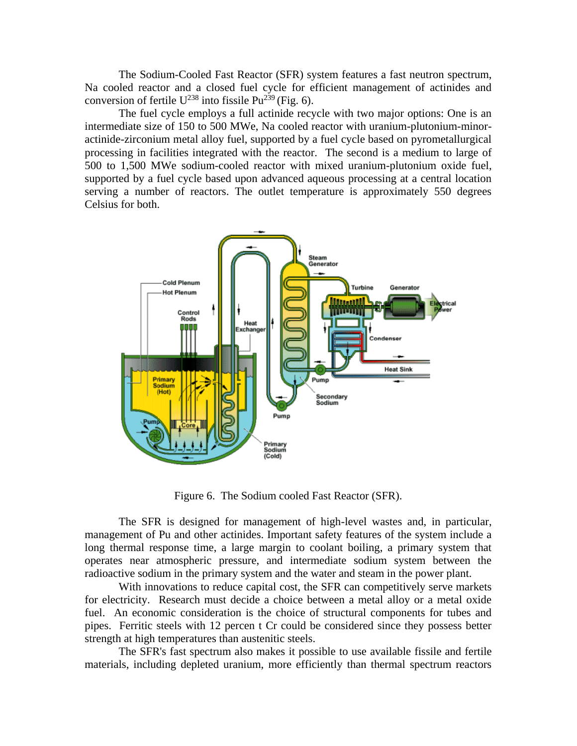The Sodium-Cooled Fast Reactor (SFR) system features a fast neutron spectrum, Na cooled reactor and a closed fuel cycle for efficient management of actinides and conversion of fertile $U^{238}$ into fissile $Pu^{239}$ (Fig. 6).

The fuel cycle employs a full actinide recycle with two major options: One is an intermediate size of 150 to 500 MWe, Na cooled reactor with uranium-plutonium-minor-actinide-zirconium metal alloy fuel, supported by a fuel cycle based on pyrometallurgical processing in facilities integrated with the reactor. The second is a medium to large of 500 to 1,500 MWe sodium-cooled reactor with mixed uranium-plutonium oxide fuel, supported by a fuel cycle based upon advanced aqueous processing at a central location serving a number of reactors. The outlet temperature is approximately 550 degrees Celsius for both.

Figure 6. The Sodium cooled Fast Reactor (SFR).

The SFR is designed for management of high-level wastes and, in particular, management of Pu and other actinides. Important safety features of the system include a long thermal response time, a large margin to coolant boiling, a primary system that operates near atmospheric pressure, and intermediate sodium system between the radioactive sodium in the primary system and the water and steam in the power plant.

With innovations to reduce capital cost, the SFR can competitively serve markets for electricity. Research must decide a choice between a metal alloy or a metal oxide fuel. An economic consideration is the choice of structural components for tubes and pipes. Ferritic steels with 12 percen t Cr could be considered since they possess better strength at high temperatures than austenitic steels.

The SFR's fast spectrum also makes it possible to use available fissile and fertile materials, including depleted uranium, more efficiently than thermal spectrum reactors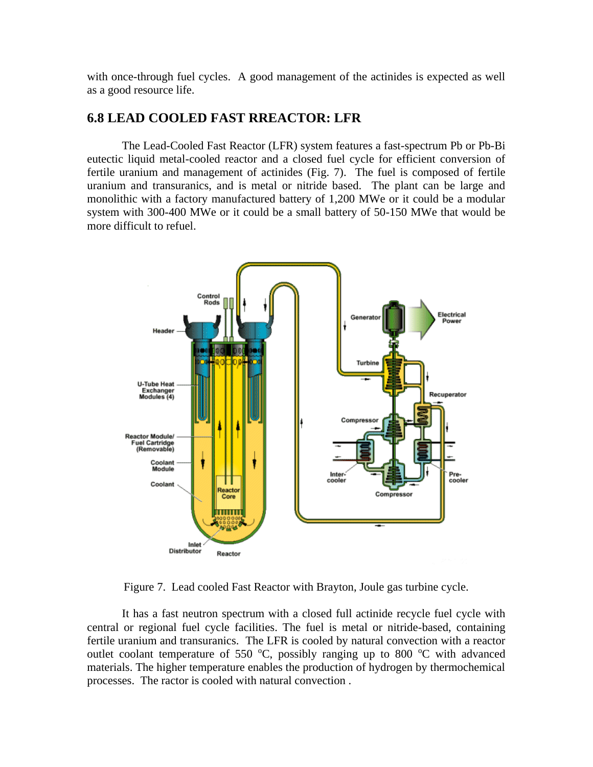with once-through fuel cycles.  A good management of the actinides is expected as well as a good resource life.

## 6.8 LEAD COOLED FAST RREACTOR: LFR

The Lead-Cooled Fast Reactor (LFR) system features a fast-spectrum Pb or Pb-Bi eutectic liquid metal-cooled reactor and a closed fuel cycle for efficient conversion of fertile uranium and management of actinides (Fig. 7).  The fuel is composed of fertile uranium and transuranics, and is metal or nitride based.  The plant can be large and monolithic with a factory manufactured battery of 1,200 MWe or it could be a modular system with 300-400 MWe or it could be a small battery of 50-150 MWe that would be more difficult to refuel.

Figure 7.  Lead cooled Fast Reactor with Brayton, Joule gas turbine cycle.

It has a fast neutron spectrum with a closed full actinide recycle fuel cycle with central or regional fuel cycle facilities. The fuel is metal or nitride-based, containing fertile uranium and transuranics.  The LFR is cooled by natural convection with a reactor outlet coolant temperature of 550 $^{o}$C, possibly ranging up to 800 $^{o}$C with advanced materials. The higher temperature enables the production of hydrogen by thermochemical processes.  The ractor is cooled with natural convection .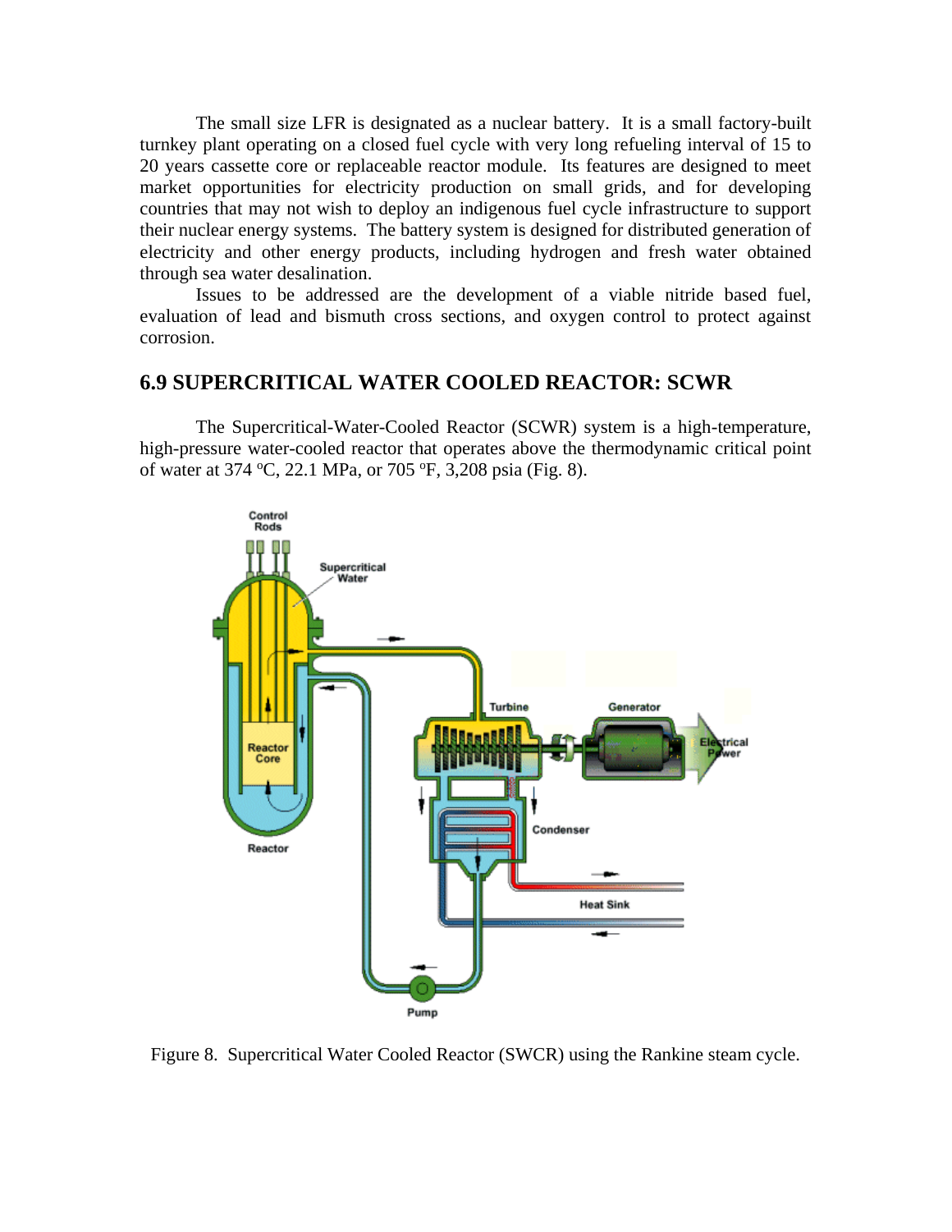The small size LFR is designated as a nuclear battery. It is a small factory-built turnkey plant operating on a closed fuel cycle with very long refueling interval of 15 to 20 years cassette core or replaceable reactor module. Its features are designed to meet market opportunities for electricity production on small grids, and for developing countries that may not wish to deploy an indigenous fuel cycle infrastructure to support their nuclear energy systems. The battery system is designed for distributed generation of electricity and other energy products, including hydrogen and fresh water obtained through sea water desalination.

Issues to be addressed are the development of a viable nitride based fuel, evaluation of lead and bismuth cross sections, and oxygen control to protect against corrosion.

## 6.9 SUPERCRITICAL WATER COOLED REACTOR: SCWR

The Supercritical-Water-Cooled Reactor (SCWR) system is a high-temperature, high-pressure water-cooled reactor that operates above the thermodynamic critical point of water at 374 $^{o}$C, 22.1 MPa, or 705 $^{o}$F, 3,208 psia (Fig. 8).

Figure 8. Supercritical Water Cooled Reactor (SWCR) using the Rankine steam cycle.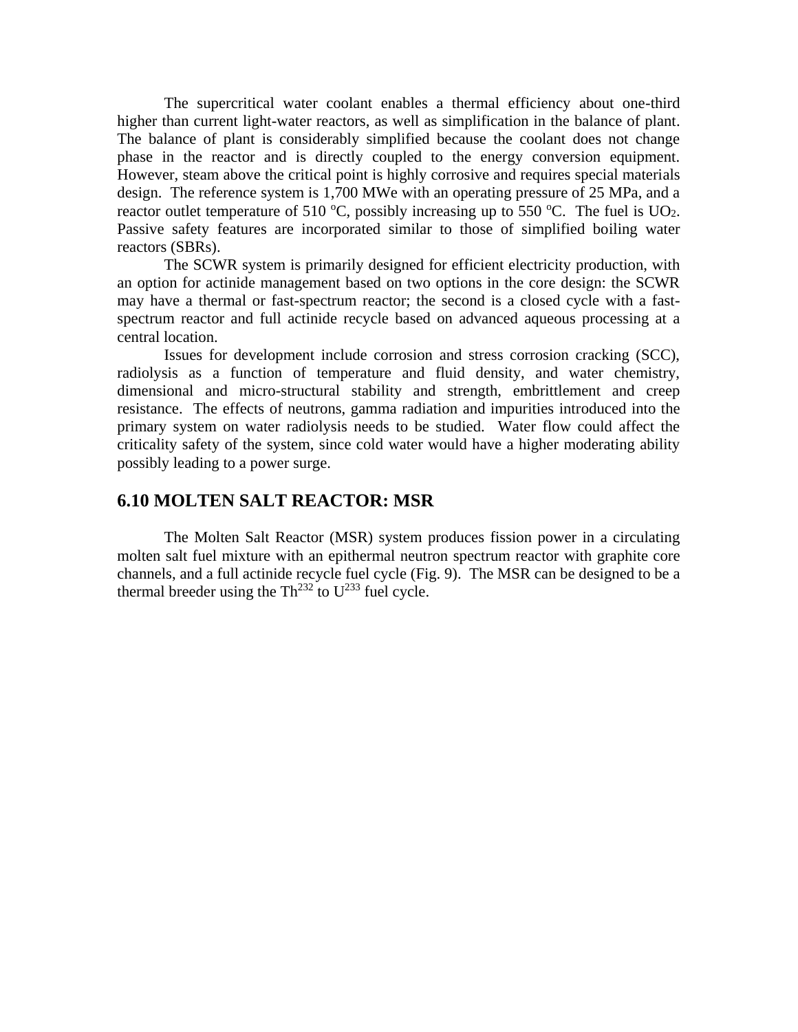The supercritical water coolant enables a thermal efficiency about one-third higher than current light-water reactors, as well as simplification in the balance of plant. The balance of plant is considerably simplified because the coolant does not change phase in the reactor and is directly coupled to the energy conversion equipment. However, steam above the critical point is highly corrosive and requires special materials design. The reference system is 1,700 MWe with an operating pressure of 25 MPa, and a reactor outlet temperature of 510 $^oC$, possibly increasing up to 550 $^oC$. The fuel is $UO_2$. Passive safety features are incorporated similar to those of simplified boiling water reactors (SBRs).

The SCWR system is primarily designed for efficient electricity production, with an option for actinide management based on two options in the core design: the SCWR may have a thermal or fast-spectrum reactor; the second is a closed cycle with a fast-spectrum reactor and full actinide recycle based on advanced aqueous processing at a central location.

Issues for development include corrosion and stress corrosion cracking (SCC), radiolysis as a function of temperature and fluid density, and water chemistry, dimensional and micro-structural stability and strength, embrittlement and creep resistance. The effects of neutrons, gamma radiation and impurities introduced into the primary system on water radiolysis needs to be studied. Water flow could affect the criticality safety of the system, since cold water would have a higher moderating ability possibly leading to a power surge.

## 6.10 MOLTEN SALT REACTOR: MSR

The Molten Salt Reactor (MSR) system produces fission power in a circulating molten salt fuel mixture with an epithermal neutron spectrum reactor with graphite core channels, and a full actinide recycle fuel cycle (Fig. 9). The MSR can be designed to be a thermal breeder using the $Th^{232}$ to $U^{233}$ fuel cycle.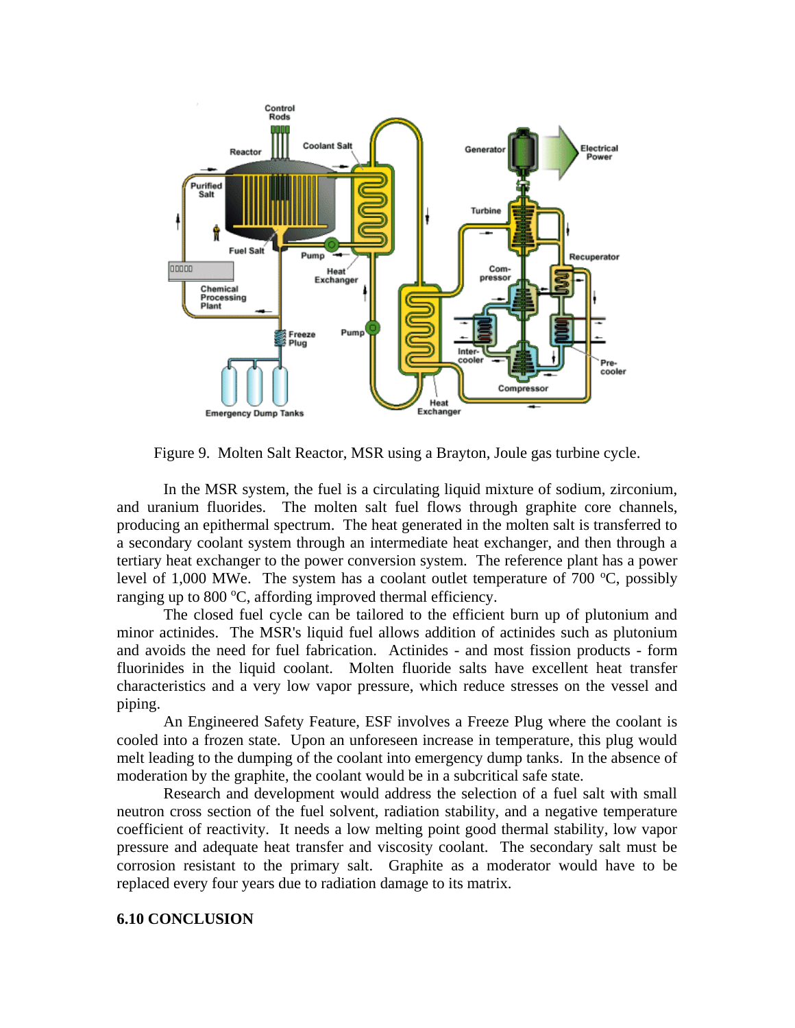Figure 9. Molten Salt Reactor, MSR using a Brayton, Joule gas turbine cycle.

In the MSR system, the fuel is a circulating liquid mixture of sodium, zirconium, and uranium fluorides. The molten salt fuel flows through graphite core channels, producing an epithermal spectrum. The heat generated in the molten salt is transferred to a secondary coolant system through an intermediate heat exchanger, and then through a tertiary heat exchanger to the power conversion system. The reference plant has a power level of 1,000 MWe. The system has a coolant outlet temperature of 700 °C, possibly ranging up to 800 °C, affording improved thermal efficiency.

The closed fuel cycle can be tailored to the efficient burn up of plutonium and minor actinides. The MSR's liquid fuel allows addition of actinides such as plutonium and avoids the need for fuel fabrication. Actinides - and most fission products - form fluorinides in the liquid coolant. Molten fluoride salts have excellent heat transfer characteristics and a very low vapor pressure, which reduce stresses on the vessel and piping.

An Engineered Safety Feature, ESF involves a Freeze Plug where the coolant is cooled into a frozen state. Upon an unforeseen increase in temperature, this plug would melt leading to the dumping of the coolant into emergency dump tanks. In the absence of moderation by the graphite, the coolant would be in a subcritical safe state.

Research and development would address the selection of a fuel salt with small neutron cross section of the fuel solvent, radiation stability, and a negative temperature coefficient of reactivity. It needs a low melting point good thermal stability, low vapor pressure and adequate heat transfer and viscosity coolant. The secondary salt must be corrosion resistant to the primary salt. Graphite as a moderator would have to be replaced every four years due to radiation damage to its matrix.

## 6.10 CONCLUSION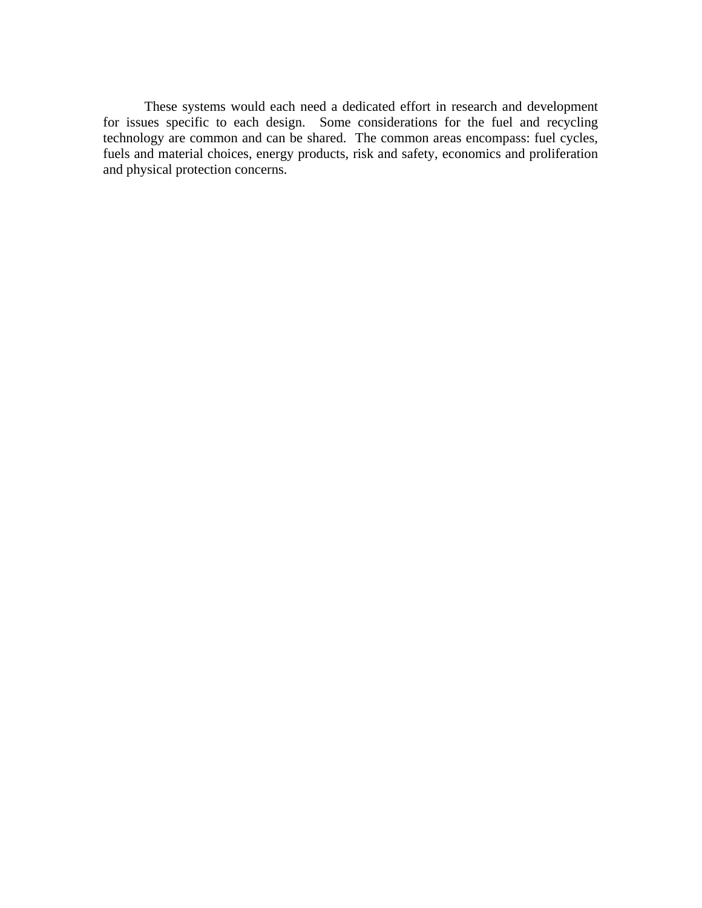These systems would each need a dedicated effort in research and development for issues specific to each design. Some considerations for the fuel and recycling technology are common and can be shared. The common areas encompass: fuel cycles, fuels and material choices, energy products, risk and safety, economics and proliferation and physical protection concerns.